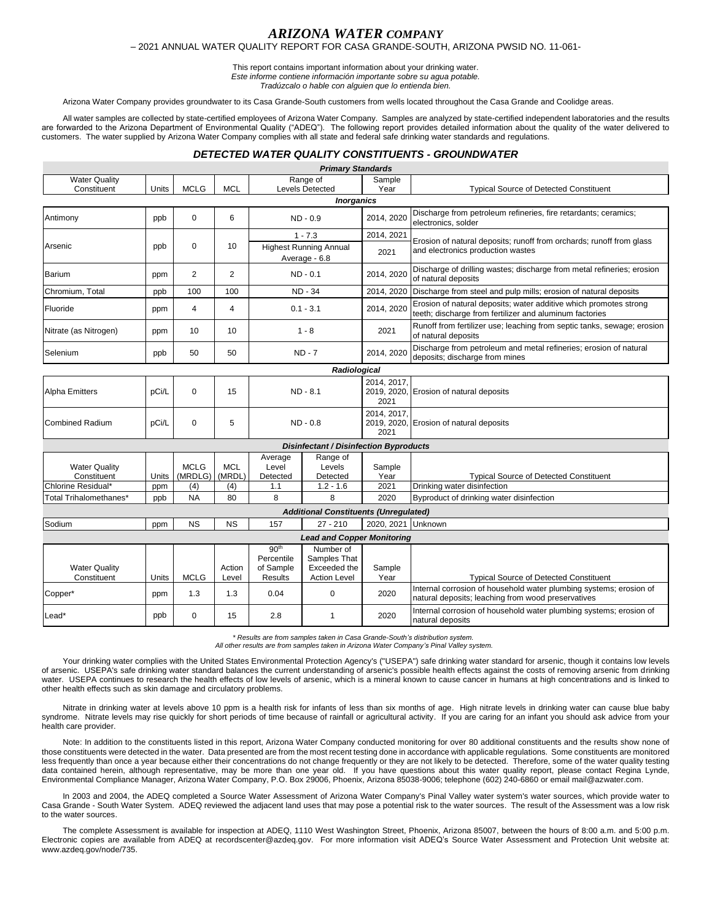# *ARIZONA WATER COMPANY*

– 2021 ANNUAL WATER QUALITY REPORT FOR CASA GRANDE-SOUTH, ARIZONA PWSID NO. 11-061-

This report contains important information about your drinking water.
*Este informe contiene información importante sobre su agua potable.*
*Tradúzcalo o hable con alguien que lo entienda bien.*

Arizona Water Company provides groundwater to its Casa Grande-South customers from wells located throughout the Casa Grande and Coolidge areas.

All water samples are collected by state-certified employees of Arizona Water Company. Samples are analyzed by state-certified independent laboratories and the results are forwarded to the Arizona Department of Environmental Quality ("ADEQ"). The following report provides detailed information about the quality of the water delivered to customers. The water supplied by Arizona Water Company complies with all state and federal safe drinking water standards and regulations.

## *DETECTED WATER QUALITY CONSTITUENTS - GROUNDWATER*

***Primary Standards***

| Water Quality Constituent | Units | MCLG | MCL | Range of Levels Detected | Sample Year | Typical Source of Detected Constituent |
|---|---|---|---|---|---|---|
| ***Inorganics*** | | | | | | |
| Antimony | ppb | 0 | 6 | ND - 0.9 | 2014, 2020 | Discharge from petroleum refineries, fire retardants; ceramics; electronics, solder |
| Arsenic | ppb | 0 | 10 | 1 - 7.3 | 2014, 2021 | Erosion of natural deposits; runoff from orchards; runoff from glass and electronics production wastes |
| | | | | Highest Running Annual Average - 6.8 | 2021 | |
| Barium | ppm | 2 | 2 | ND - 0.1 | 2014, 2020 | Discharge of drilling wastes; discharge from metal refineries; erosion of natural deposits |
| Chromium, Total | ppb | 100 | 100 | ND - 34 | 2014, 2020 | Discharge from steel and pulp mills; erosion of natural deposits |
| Fluoride | ppm | 4 | 4 | 0.1 - 3.1 | 2014, 2020 | Erosion of natural deposits; water additive which promotes strong teeth; discharge from fertilizer and aluminum factories |
| Nitrate (as Nitrogen) | ppm | 10 | 10 | 1 - 8 | 2021 | Runoff from fertilizer use; leaching from septic tanks, sewage; erosion of natural deposits |
| Selenium | ppb | 50 | 50 | ND - 7 | 2014, 2020 | Discharge from petroleum and metal refineries; erosion of natural deposits; discharge from mines |
| ***Radiological*** | | | | | | |
| Alpha Emitters | pCi/L | 0 | 15 | ND - 8.1 | 2014, 2017, 2019, 2020, 2021 | Erosion of natural deposits |
| Combined Radium | pCi/L | 0 | 5 | ND - 0.8 | 2014, 2017, 2019, 2020, 2021 | Erosion of natural deposits |

***Disinfectant / Disinfection Byproducts***

| Water Quality Constituent | Units | MCLG (MRDLG) | MCL (MRDL) | Average Level Detected | Range of Levels Detected | Sample Year | Typical Source of Detected Constituent |
|---|---|---|---|---|---|---|---|
| Chlorine Residual* | ppm | (4) | (4) | 1.1 | 1.2 - 1.6 | 2021 | Drinking water disinfection |
| Total Trihalomethanes* | ppb | NA | 80 | 8 | 8 | 2020 | Byproduct of drinking water disinfection |
| ***Additional Constituents (Unregulated)*** | | | | | | | |
| Sodium | ppm | NS | NS | 157 | 27 - 210 | 2020, 2021 | Unknown |

***Lead and Copper Monitoring***

| Water Quality Constituent | Units | MCLG | Action Level | 90th Percentile of Sample Results | Number of Samples That Exceeded the Action Level | Sample Year | Typical Source of Detected Constituent |
|---|---|---|---|---|---|---|---|
| Copper* | ppm | 1.3 | 1.3 | 0.04 | 0 | 2020 | Internal corrosion of household water plumbing systems; erosion of natural deposits; leaching from wood preservatives |
| Lead* | ppb | 0 | 15 | 2.8 | 1 | 2020 | Internal corrosion of household water plumbing systems; erosion of natural deposits |

*\* Results are from samples taken in Casa Grande-South's distribution system.*
*All other results are from samples taken in Arizona Water Company's Pinal Valley system.*

Your drinking water complies with the United States Environmental Protection Agency's ("USEPA") safe drinking water standard for arsenic, though it contains low levels of arsenic. USEPA's safe drinking water standard balances the current understanding of arsenic's possible health effects against the costs of removing arsenic from drinking water. USEPA continues to research the health effects of low levels of arsenic, which is a mineral known to cause cancer in humans at high concentrations and is linked to other health effects such as skin damage and circulatory problems.

Nitrate in drinking water at levels above 10 ppm is a health risk for infants of less than six months of age. High nitrate levels in drinking water can cause blue baby syndrome. Nitrate levels may rise quickly for short periods of time because of rainfall or agricultural activity. If you are caring for an infant you should ask advice from your health care provider.

Note: In addition to the constituents listed in this report, Arizona Water Company conducted monitoring for over 80 additional constituents and the results show none of those constituents were detected in the water. Data presented are from the most recent testing done in accordance with applicable regulations. Some constituents are monitored less frequently than once a year because either their concentrations do not change frequently or they are not likely to be detected. Therefore, some of the water quality testing data contained herein, although representative, may be more than one year old. If you have questions about this water quality report, please contact Regina Lynde, Environmental Compliance Manager, Arizona Water Company, P.O. Box 29006, Phoenix, Arizona 85038-9006; telephone (602) 240-6860 or email mail@azwater.com.

In 2003 and 2004, the ADEQ completed a Source Water Assessment of Arizona Water Company's Pinal Valley water system's water sources, which provide water to Casa Grande - South Water System. ADEQ reviewed the adjacent land uses that may pose a potential risk to the water sources. The result of the Assessment was a low risk to the water sources.

The complete Assessment is available for inspection at ADEQ, 1110 West Washington Street, Phoenix, Arizona 85007, between the hours of 8:00 a.m. and 5:00 p.m. Electronic copies are available from ADEQ at recordscenter@azdeq.gov. For more information visit ADEQ's Source Water Assessment and Protection Unit website at: www.azdeq.gov/node/735.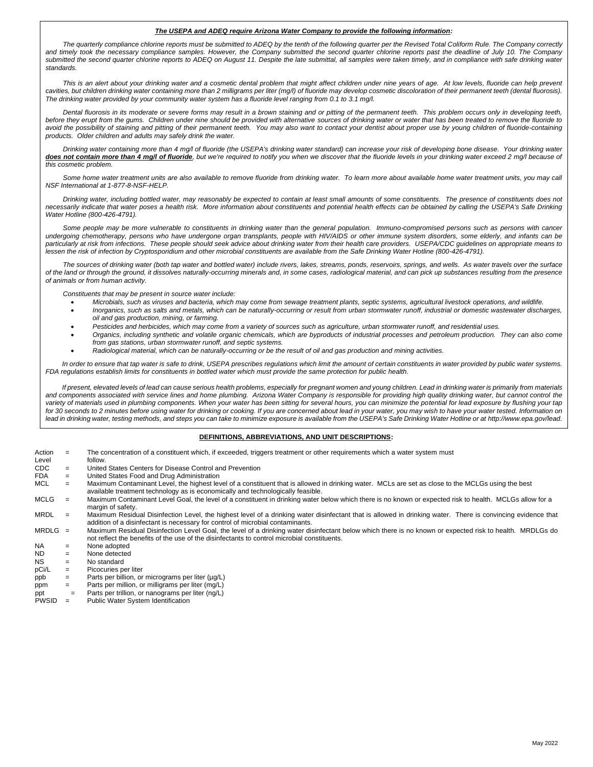***The USEPA and ADEQ require Arizona Water Company to provide the following information:***

*The quarterly compliance chlorine reports must be submitted to ADEQ by the tenth of the following quarter per the Revised Total Coliform Rule. The Company correctly and timely took the necessary compliance samples. However, the Company submitted the second quarter chlorine reports past the deadline of July 10. The Company submitted the second quarter chlorine reports to ADEQ on August 11. Despite the late submittal, all samples were taken timely, and in compliance with safe drinking water standards.*

*This is an alert about your drinking water and a cosmetic dental problem that might affect children under nine years of age. At low levels, fluoride can help prevent cavities, but children drinking water containing more than 2 milligrams per liter (mg/l) of fluoride may develop cosmetic discoloration of their permanent teeth (dental fluorosis). The drinking water provided by your community water system has a fluoride level ranging from 0.1 to 3.1 mg/l.*

*Dental fluorosis in its moderate or severe forms may result in a brown staining and or pitting of the permanent teeth. This problem occurs only in developing teeth, before they erupt from the gums. Children under nine should be provided with alternative sources of drinking water or water that has been treated to remove the fluoride to avoid the possibility of staining and pitting of their permanent teeth. You may also want to contact your dentist about proper use by young children of fluoride-containing products. Older children and adults may safely drink the water.*

*Drinking water containing more than 4 mg/l of fluoride (the USEPA's drinking water standard) can increase your risk of developing bone disease. Your drinking water* ***does not contain more than 4 mg/l of fluoride****, but we're required to notify you when we discover that the fluoride levels in your drinking water exceed 2 mg/l because of this cosmetic problem.*

*Some home water treatment units are also available to remove fluoride from drinking water. To learn more about available home water treatment units, you may call NSF International at 1-877-8-NSF-HELP.*

*Drinking water, including bottled water, may reasonably be expected to contain at least small amounts of some constituents. The presence of constituents does not necessarily indicate that water poses a health risk. More information about constituents and potential health effects can be obtained by calling the USEPA's Safe Drinking Water Hotline (800-426-4791).*

*Some people may be more vulnerable to constituents in drinking water than the general population. Immuno-compromised persons such as persons with cancer undergoing chemotherapy, persons who have undergone organ transplants, people with HIV/AIDS or other immune system disorders, some elderly, and infants can be particularly at risk from infections. These people should seek advice about drinking water from their health care providers. USEPA/CDC guidelines on appropriate means to lessen the risk of infection by Cryptosporidium and other microbial constituents are available from the Safe Drinking Water Hotline (800-426-4791).*

*The sources of drinking water (both tap water and bottled water) include rivers, lakes, streams, ponds, reservoirs, springs, and wells. As water travels over the surface of the land or through the ground, it dissolves naturally-occurring minerals and, in some cases, radiological material, and can pick up substances resulting from the presence of animals or from human activity.*

*Constituents that may be present in source water include:*

- *Microbials, such as viruses and bacteria, which may come from sewage treatment plants, septic systems, agricultural livestock operations, and wildlife.*
- *Inorganics, such as salts and metals, which can be naturally-occurring or result from urban stormwater runoff, industrial or domestic wastewater discharges, oil and gas production, mining, or farming.*
- *Pesticides and herbicides, which may come from a variety of sources such as agriculture, urban stormwater runoff, and residential uses.*
- *Organics, including synthetic and volatile organic chemicals, which are byproducts of industrial processes and petroleum production. They can also come from gas stations, urban stormwater runoff, and septic systems.*
- *Radiological material, which can be naturally-occurring or be the result of oil and gas production and mining activities.*

*In order to ensure that tap water is safe to drink, USEPA prescribes regulations which limit the amount of certain constituents in water provided by public water systems. FDA regulations establish limits for constituents in bottled water which must provide the same protection for public health.*

*If present, elevated levels of lead can cause serious health problems, especially for pregnant women and young children. Lead in drinking water is primarily from materials and components associated with service lines and home plumbing. Arizona Water Company is responsible for providing high quality drinking water, but cannot control the variety of materials used in plumbing components. When your water has been sitting for several hours, you can minimize the potential for lead exposure by flushing your tap for 30 seconds to 2 minutes before using water for drinking or cooking. If you are concerned about lead in your water, you may wish to have your water tested. Information on lead in drinking water, testing methods, and steps you can take to minimize exposure is available from the USEPA's Safe Drinking Water Hotline or at http://www.epa.gov/lead.*

**DEFINITIONS, ABBREVIATIONS, AND UNIT DESCRIPTIONS:**

| | | |
|---|---|---|
| Action Level | = | The concentration of a constituent which, if exceeded, triggers treatment or other requirements which a water system must follow. |
| CDC | = | United States Centers for Disease Control and Prevention |
| FDA | = | United States Food and Drug Administration |
| MCL | = | Maximum Contaminant Level, the highest level of a constituent that is allowed in drinking water. MCLs are set as close to the MCLGs using the best available treatment technology as is economically and technologically feasible. |
| MCLG | = | Maximum Contaminant Level Goal, the level of a constituent in drinking water below which there is no known or expected risk to health. MCLGs allow for a margin of safety. |
| MRDL | = | Maximum Residual Disinfection Level, the highest level of a drinking water disinfectant that is allowed in drinking water. There is convincing evidence that addition of a disinfectant is necessary for control of microbial contaminants. |
| MRDLG | = | Maximum Residual Disinfection Level Goal, the level of a drinking water disinfectant below which there is no known or expected risk to health. MRDLGs do not reflect the benefits of the use of the disinfectants to control microbial constituents. |
| NA | = | None adopted |
| ND | = | None detected |
| NS | = | No standard |
| pCi/L | = | Picocuries per liter |
| ppb | = | Parts per billion, or micrograms per liter (µg/L) |
| ppm | = | Parts per million, or milligrams per liter (mg/L) |
| ppt | = | Parts per trillion, or nanograms per liter (ng/L) |
| PWSID | = | Public Water System Identification |

May 2022